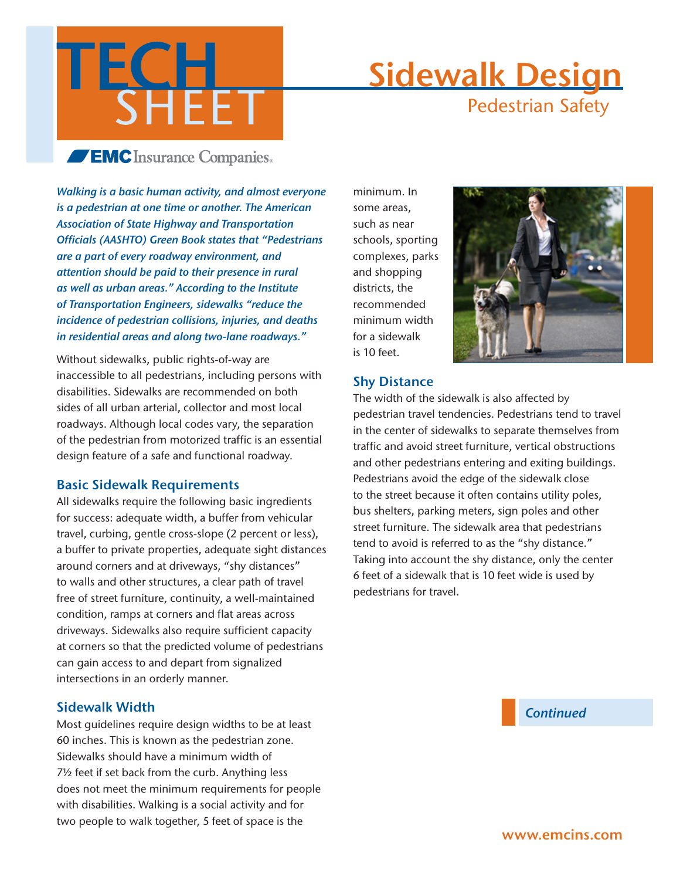# TECH SHEET

**EMC Insurance Companies**

# Sidewalk Design

## Pedestrian Safety

*Walking is a basic human activity, and almost everyone is a pedestrian at one time or another. The American Association of State Highway and Transportation Officials (AASHTO) Green Book states that "Pedestrians are a part of every roadway environment, and attention should be paid to their presence in rural as well as urban areas." According to the Institute of Transportation Engineers, sidewalks "reduce the incidence of pedestrian collisions, injuries, and deaths in residential areas and along two-lane roadways."*

Without sidewalks, public rights-of-way are inaccessible to all pedestrians, including persons with disabilities. Sidewalks are recommended on both sides of all urban arterial, collector and most local roadways. Although local codes vary, the separation of the pedestrian from motorized traffic is an essential design feature of a safe and functional roadway.

### Basic Sidewalk Requirements

All sidewalks require the following basic ingredients for success: adequate width, a buffer from vehicular travel, curbing, gentle cross-slope (2 percent or less), a buffer to private properties, adequate sight distances around corners and at driveways, "shy distances" to walls and other structures, a clear path of travel free of street furniture, continuity, a well-maintained condition, ramps at corners and flat areas across driveways. Sidewalks also require sufficient capacity at corners so that the predicted volume of pedestrians can gain access to and depart from signalized intersections in an orderly manner.

### Sidewalk Width

Most guidelines require design widths to be at least 60 inches. This is known as the pedestrian zone. Sidewalks should have a minimum width of 7½ feet if set back from the curb. Anything less does not meet the minimum requirements for people with disabilities. Walking is a social activity and for two people to walk together, 5 feet of space is the minimum. In some areas, such as near schools, sporting complexes, parks and shopping districts, the recommended minimum width for a sidewalk is 10 feet.

### Shy Distance

The width of the sidewalk is also affected by pedestrian travel tendencies. Pedestrians tend to travel in the center of sidewalks to separate themselves from traffic and avoid street furniture, vertical obstructions and other pedestrians entering and exiting buildings. Pedestrians avoid the edge of the sidewalk close to the street because it often contains utility poles, bus shelters, parking meters, sign poles and other street furniture. The sidewalk area that pedestrians tend to avoid is referred to as the "shy distance." Taking into account the shy distance, only the center 6 feet of a sidewalk that is 10 feet wide is used by pedestrians for travel.

*Continued*

www.emcins.com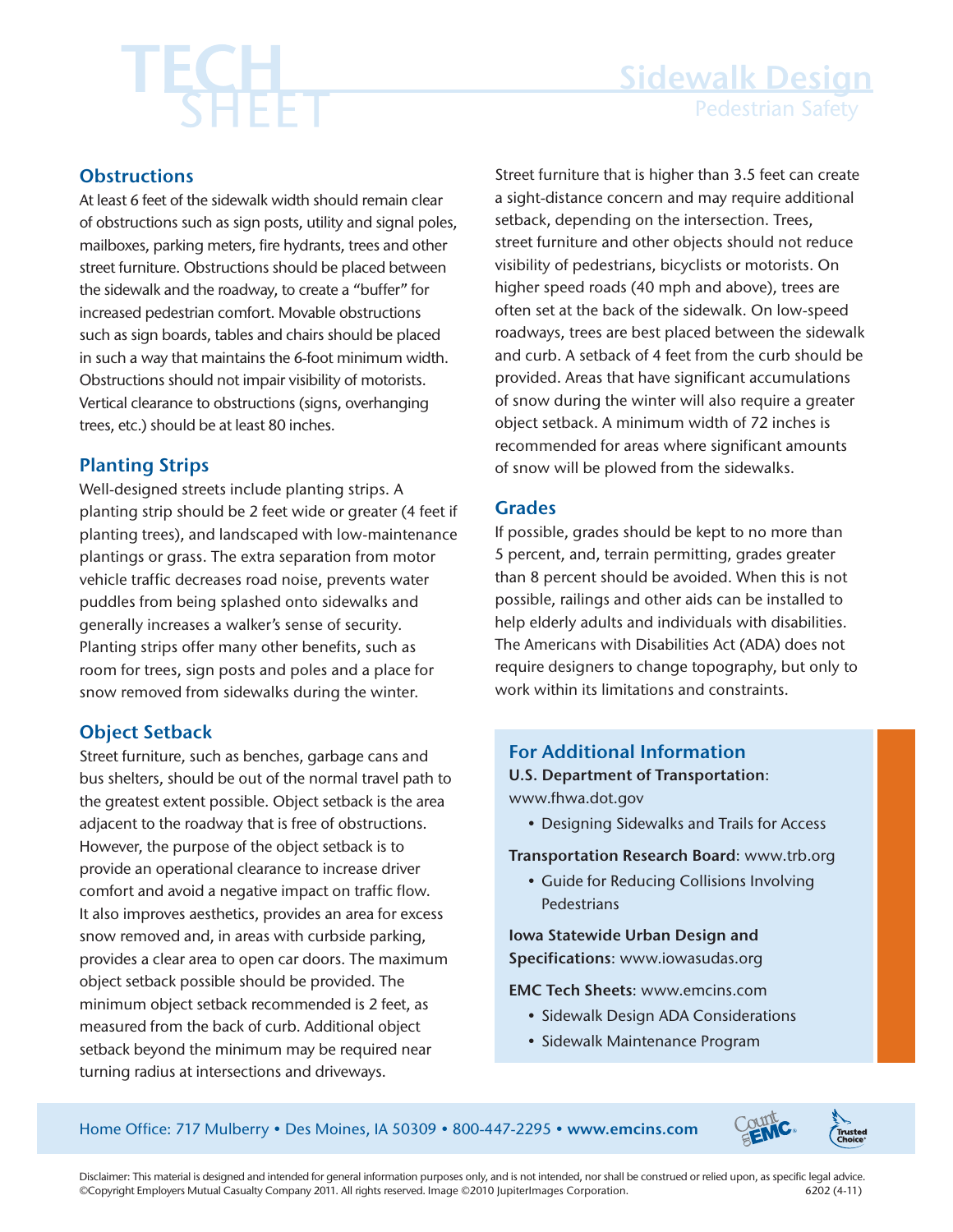## Obstructions

At least 6 feet of the sidewalk width should remain clear of obstructions such as sign posts, utility and signal poles, mailboxes, parking meters, fire hydrants, trees and other street furniture. Obstructions should be placed between the sidewalk and the roadway, to create a "buffer" for increased pedestrian comfort. Movable obstructions such as sign boards, tables and chairs should be placed in such a way that maintains the 6-foot minimum width. Obstructions should not impair visibility of motorists. Vertical clearance to obstructions (signs, overhanging trees, etc.) should be at least 80 inches.

## Planting Strips

Well-designed streets include planting strips. A planting strip should be 2 feet wide or greater (4 feet if planting trees), and landscaped with low-maintenance plantings or grass. The extra separation from motor vehicle traffic decreases road noise, prevents water puddles from being splashed onto sidewalks and generally increases a walker's sense of security. Planting strips offer many other benefits, such as room for trees, sign posts and poles and a place for snow removed from sidewalks during the winter.

## Object Setback

Street furniture, such as benches, garbage cans and bus shelters, should be out of the normal travel path to the greatest extent possible. Object setback is the area adjacent to the roadway that is free of obstructions. However, the purpose of the object setback is to provide an operational clearance to increase driver comfort and avoid a negative impact on traffic flow. It also improves aesthetics, provides an area for excess snow removed and, in areas with curbside parking, provides a clear area to open car doors. The maximum object setback possible should be provided. The minimum object setback recommended is 2 feet, as measured from the back of curb. Additional object setback beyond the minimum may be required near turning radius at intersections and driveways.

Street furniture that is higher than 3.5 feet can create a sight-distance concern and may require additional setback, depending on the intersection. Trees, street furniture and other objects should not reduce visibility of pedestrians, bicyclists or motorists. On higher speed roads (40 mph and above), trees are often set at the back of the sidewalk. On low-speed roadways, trees are best placed between the sidewalk and curb. A setback of 4 feet from the curb should be provided. Areas that have significant accumulations of snow during the winter will also require a greater object setback. A minimum width of 72 inches is recommended for areas where significant amounts of snow will be plowed from the sidewalks.

## Grades

If possible, grades should be kept to no more than 5 percent, and, terrain permitting, grades greater than 8 percent should be avoided. When this is not possible, railings and other aids can be installed to help elderly adults and individuals with disabilities. The Americans with Disabilities Act (ADA) does not require designers to change topography, but only to work within its limitations and constraints.

## For Additional Information

**U.S. Department of Transportation**: www.fhwa.dot.gov

- Designing Sidewalks and Trails for Access

**Transportation Research Board**: www.trb.org

- Guide for Reducing Collisions Involving Pedestrians

**Iowa Statewide Urban Design and Specifications**: www.iowasudas.org

**EMC Tech Sheets**: www.emcins.com

- Sidewalk Design ADA Considerations
- Sidewalk Maintenance Program

Home Office: 717 Mulberry • Des Moines, IA 50309 • 800-447-2295 • **www.emcins.com**

Disclaimer: This material is designed and intended for general information purposes only, and is not intended, nor shall be construed or relied upon, as specific legal advice.
©Copyright Employers Mutual Casualty Company 2011. All rights reserved. Image ©2010 JupiterImages Corporation. 6202 (4-11)